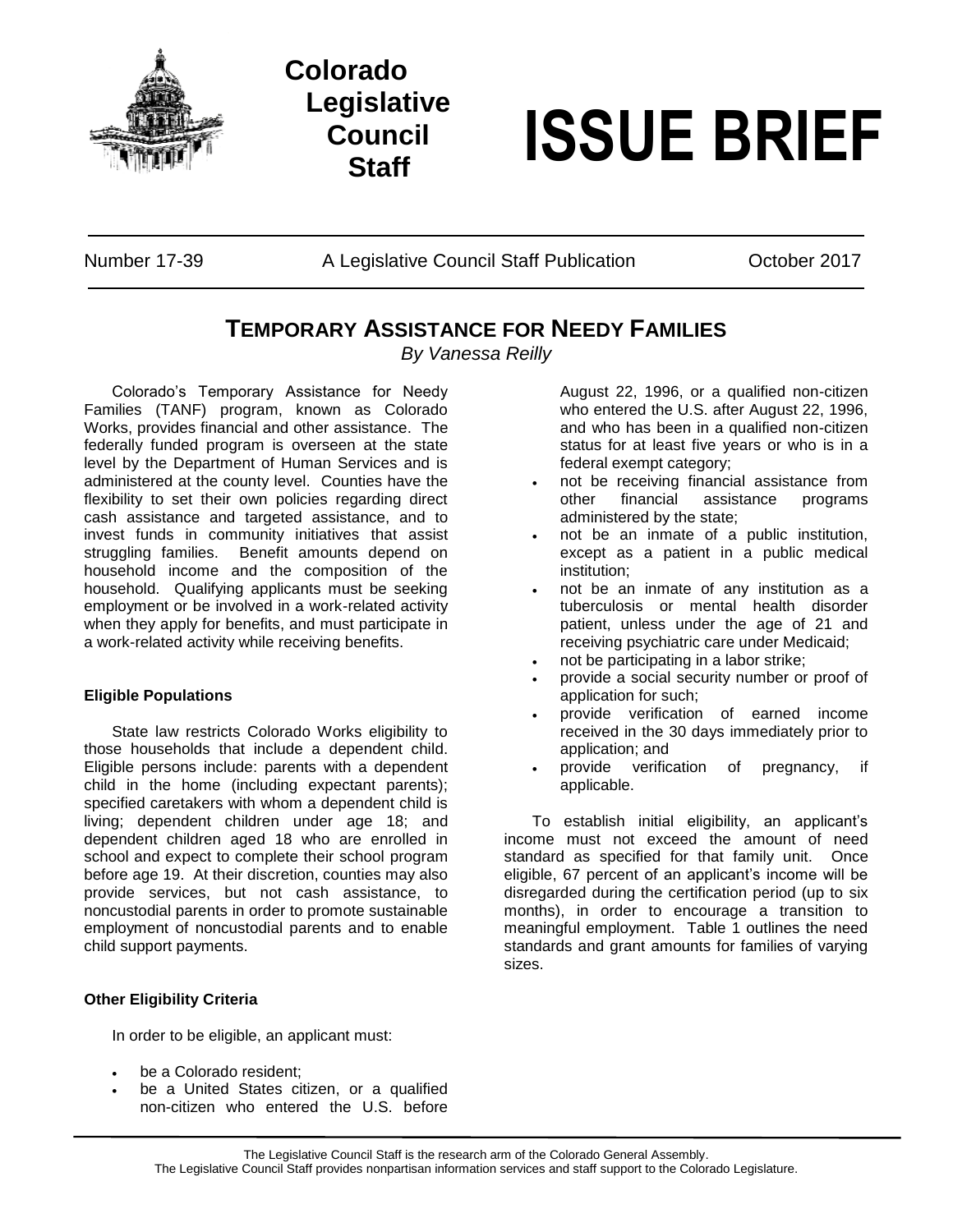# Colorado Legislative Council Staff

# ISSUE BRIEF

Number 17-39 | A Legislative Council Staff Publication | October 2017

## TEMPORARY ASSISTANCE FOR NEEDY FAMILIES

*By Vanessa Reilly*

Colorado's Temporary Assistance for Needy Families (TANF) program, known as Colorado Works, provides financial and other assistance. The federally funded program is overseen at the state level by the Department of Human Services and is administered at the county level. Counties have the flexibility to set their own policies regarding direct cash assistance and targeted assistance, and to invest funds in community initiatives that assist struggling families. Benefit amounts depend on household income and the composition of the household. Qualifying applicants must be seeking employment or be involved in a work-related activity when they apply for benefits, and must participate in a work-related activity while receiving benefits.

### Eligible Populations

State law restricts Colorado Works eligibility to those households that include a dependent child. Eligible persons include: parents with a dependent child in the home (including expectant parents); specified caretakers with whom a dependent child is living; dependent children under age 18; and dependent children aged 18 who are enrolled in school and expect to complete their school program before age 19. At their discretion, counties may also provide services, but not cash assistance, to noncustodial parents in order to promote sustainable employment of noncustodial parents and to enable child support payments.

### Other Eligibility Criteria

In order to be eligible, an applicant must:

- be a Colorado resident;
- be a United States citizen, or a qualified non-citizen who entered the U.S. before August 22, 1996, or a qualified non-citizen who entered the U.S. after August 22, 1996, and who has been in a qualified non-citizen status for at least five years or who is in a federal exempt category;
- not be receiving financial assistance from other financial assistance programs administered by the state;
- not be an inmate of a public institution, except as a patient in a public medical institution;
- not be an inmate of any institution as a tuberculosis or mental health disorder patient, unless under the age of 21 and receiving psychiatric care under Medicaid;
- not be participating in a labor strike;
- provide a social security number or proof of application for such;
- provide verification of earned income received in the 30 days immediately prior to application; and
- provide verification of pregnancy, if applicable.

To establish initial eligibility, an applicant's income must not exceed the amount of need standard as specified for that family unit. Once eligible, 67 percent of an applicant's income will be disregarded during the certification period (up to six months), in order to encourage a transition to meaningful employment. Table 1 outlines the need standards and grant amounts for families of varying sizes.

The Legislative Council Staff is the research arm of the Colorado General Assembly.
The Legislative Council Staff provides nonpartisan information services and staff support to the Colorado Legislature.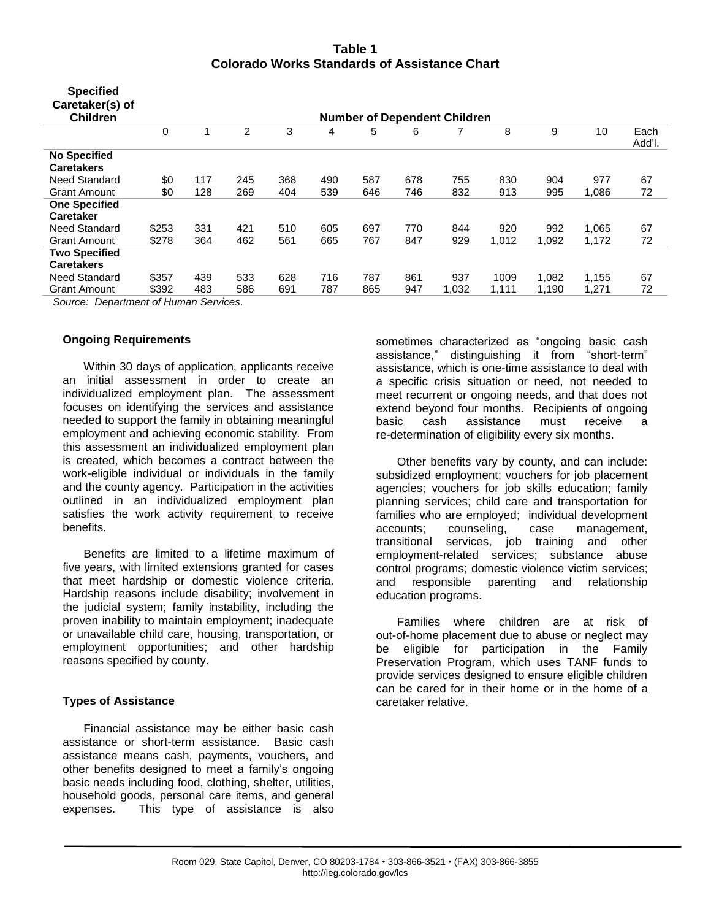**Table 1**
**Colorado Works Standards of Assistance Chart**

| Specified Caretaker(s) of Children | Number of Dependent Children | | | | | | | | | | | |
|---|---|---|---|---|---|---|---|---|---|---|---|---|
| | 0 | 1 | 2 | 3 | 4 | 5 | 6 | 7 | 8 | 9 | 10 | Each Add'l. |
| **No Specified Caretakers** | | | | | | | | | | | | |
| Need Standard | $0 | 117 | 245 | 368 | 490 | 587 | 678 | 755 | 830 | 904 | 977 | 67 |
| Grant Amount | $0 | 128 | 269 | 404 | 539 | 646 | 746 | 832 | 913 | 995 | 1,086 | 72 |
| **One Specified Caretaker** | | | | | | | | | | | | |
| Need Standard | $253 | 331 | 421 | 510 | 605 | 697 | 770 | 844 | 920 | 992 | 1,065 | 67 |
| Grant Amount | $278 | 364 | 462 | 561 | 665 | 767 | 847 | 929 | 1,012 | 1,092 | 1,172 | 72 |
| **Two Specified Caretakers** | | | | | | | | | | | | |
| Need Standard | $357 | 439 | 533 | 628 | 716 | 787 | 861 | 937 | 1009 | 1,082 | 1,155 | 67 |
| Grant Amount | $392 | 483 | 586 | 691 | 787 | 865 | 947 | 1,032 | 1,111 | 1,190 | 1,271 | 72 |

*Source: Department of Human Services.*

### Ongoing Requirements

Within 30 days of application, applicants receive an initial assessment in order to create an individualized employment plan. The assessment focuses on identifying the services and assistance needed to support the family in obtaining meaningful employment and achieving economic stability. From this assessment an individualized employment plan is created, which becomes a contract between the work-eligible individual or individuals in the family and the county agency. Participation in the activities outlined in an individualized employment plan satisfies the work activity requirement to receive benefits.

Benefits are limited to a lifetime maximum of five years, with limited extensions granted for cases that meet hardship or domestic violence criteria. Hardship reasons include disability; involvement in the judicial system; family instability, including the proven inability to maintain employment; inadequate or unavailable child care, housing, transportation, or employment opportunities; and other hardship reasons specified by county.

### Types of Assistance

Financial assistance may be either basic cash assistance or short-term assistance. Basic cash assistance means cash, payments, vouchers, and other benefits designed to meet a family's ongoing basic needs including food, clothing, shelter, utilities, household goods, personal care items, and general expenses. This type of assistance is also sometimes characterized as "ongoing basic cash assistance," distinguishing it from "short-term" assistance, which is one-time assistance to deal with a specific crisis situation or need, not needed to meet recurrent or ongoing needs, and that does not extend beyond four months. Recipients of ongoing basic cash assistance must receive a re-determination of eligibility every six months.

Other benefits vary by county, and can include: subsidized employment; vouchers for job placement agencies; vouchers for job skills education; family planning services; child care and transportation for families who are employed; individual development accounts; counseling, case management, transitional services, job training and other employment-related services; substance abuse control programs; domestic violence victim services; and responsible parenting and relationship education programs.

Families where children are at risk of out-of-home placement due to abuse or neglect may be eligible for participation in the Family Preservation Program, which uses TANF funds to provide services designed to ensure eligible children can be cared for in their home or in the home of a caretaker relative.